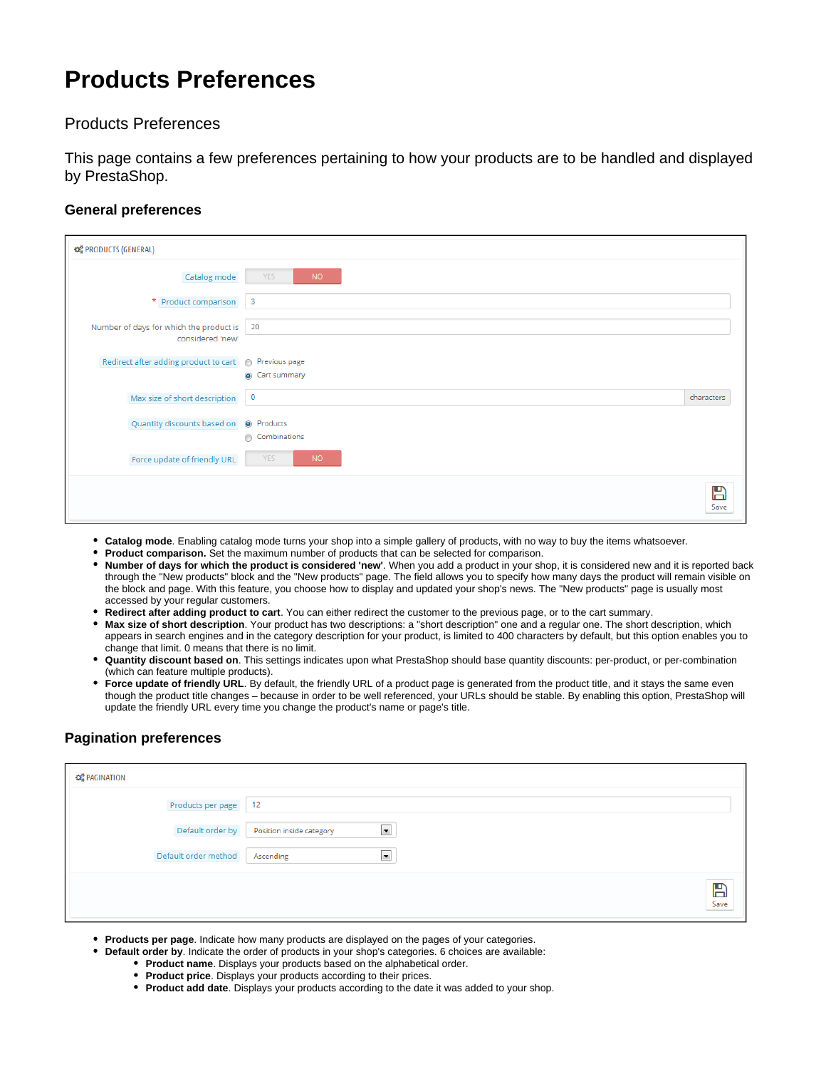# Products Preferences

Products Preferences

This page contains a few preferences pertaining to how your products are to be handled and displayed by PrestaShop.

### General preferences

- **Catalog mode**. Enabling catalog mode turns your shop into a simple gallery of products, with no way to buy the items whatsoever.
- **Product comparison.** Set the maximum number of products that can be selected for comparison.
- **Number of days for which the product is considered 'new'**. When you add a product in your shop, it is considered new and it is reported back through the "New products" block and the "New products" page. The field allows you to specify how many days the product will remain visible on the block and page. With this feature, you choose how to display and updated your shop's news. The "New products" page is usually most accessed by your regular customers.
- **Redirect after adding product to cart**. You can either redirect the customer to the previous page, or to the cart summary.
- **Max size of short description**. Your product has two descriptions: a "short description" one and a regular one. The short description, which appears in search engines and in the category description for your product, is limited to 400 characters by default, but this option enables you to change that limit. 0 means that there is no limit.
- **Quantity discount based on**. This settings indicates upon what PrestaShop should base quantity discounts: per-product, or per-combination (which can feature multiple products).
- **Force update of friendly URL**. By default, the friendly URL of a product page is generated from the product title, and it stays the same even though the product title changes – because in order to be well referenced, your URLs should be stable. By enabling this option, PrestaShop will update the friendly URL every time you change the product's name or page's title.

### Pagination preferences

- **Products per page**. Indicate how many products are displayed on the pages of your categories.
- **Default order by**. Indicate the order of products in your shop's categories. 6 choices are available:
  - **Product name**. Displays your products based on the alphabetical order.
  - **Product price**. Displays your products according to their prices.
  - **Product add date**. Displays your products according to the date it was added to your shop.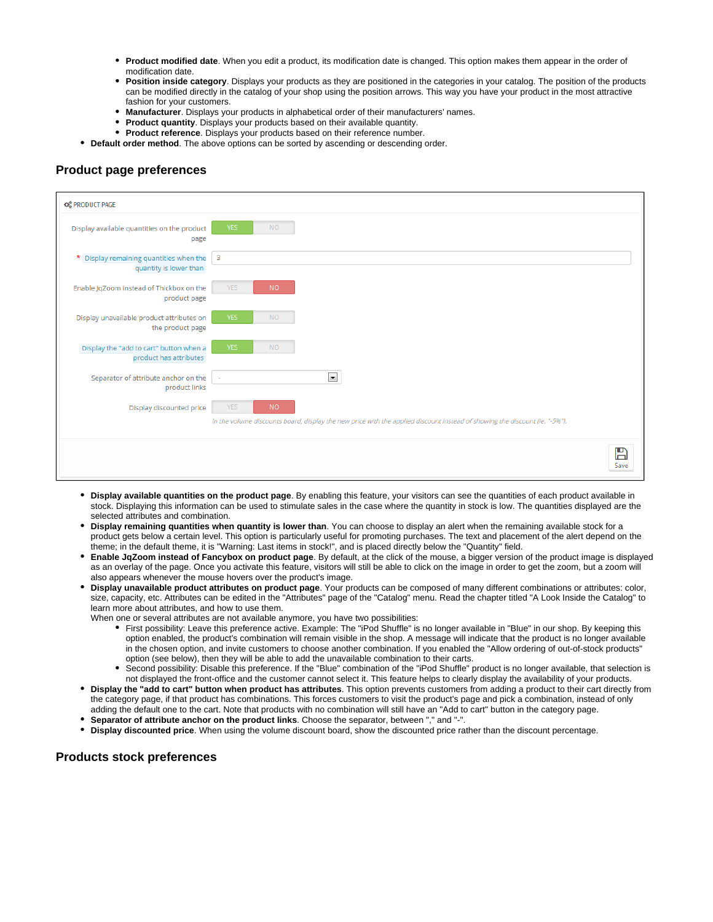- Product modified date. When you edit a product, its modification date is changed. This option makes them appear in the order of modification date.
    - **Position inside category**. Displays your products as they are positioned in the categories in your catalog. The position of the products can be modified directly in the catalog of your shop using the position arrows. This way you have your product in the most attractive fashion for your customers.
    - **Manufacturer**. Displays your products in alphabetical order of their manufacturers' names.
    - **Product quantity**. Displays your products based on their available quantity.
    - **Product reference**. Displays your products based on their reference number.
- **Default order method**. The above options can be sorted by ascending or descending order.

## Product page preferences

- **Display available quantities on the product page**. By enabling this feature, your visitors can see the quantities of each product available in stock. Displaying this information can be used to stimulate sales in the case where the quantity in stock is low. The quantities displayed are the selected attributes and combination.
- **Display remaining quantities when quantity is lower than**. You can choose to display an alert when the remaining available stock for a product gets below a certain level. This option is particularly useful for promoting purchases. The text and placement of the alert depend on the theme; in the default theme, it is "Warning: Last items in stock!", and is placed directly below the "Quantity" field.
- **Enable JqZoom instead of Fancybox on product page**. By default, at the click of the mouse, a bigger version of the product image is displayed as an overlay of the page. Once you activate this feature, visitors will still be able to click on the image in order to get the zoom, but a zoom will also appears whenever the mouse hovers over the product's image.
- **Display unavailable product attributes on product page**. Your products can be composed of many different combinations or attributes: color, size, capacity, etc. Attributes can be edited in the "Attributes" page of the "Catalog" menu. Read the chapter titled "A Look Inside the Catalog" to learn more about attributes, and how to use them.
  When one or several attributes are not available anymore, you have two possibilities:
    - First possibility: Leave this preference active. Example: The "iPod Shuffle" is no longer available in "Blue" in our shop. By keeping this option enabled, the product's combination will remain visible in the shop. A message will indicate that the product is no longer available in the chosen option, and invite customers to choose another combination. If you enabled the "Allow ordering of out-of-stock products" option (see below), then they will be able to add the unavailable combination to their carts.
    - Second possibility: Disable this preference. If the "Blue" combination of the "iPod Shuffle" product is no longer available, that selection is not displayed the front-office and the customer cannot select it. This feature helps to clearly display the availability of your products.
- **Display the "add to cart" button when product has attributes**. This option prevents customers from adding a product to their cart directly from the category page, if that product has combinations. This forces customers to visit the product's page and pick a combination, instead of only adding the default one to the cart. Note that products with no combination will still have an "Add to cart" button in the category page.
- **Separator of attribute anchor on the product links**. Choose the separator, between "," and "-".
- **Display discounted price**. When using the volume discount board, show the discounted price rather than the discount percentage.

## Products stock preferences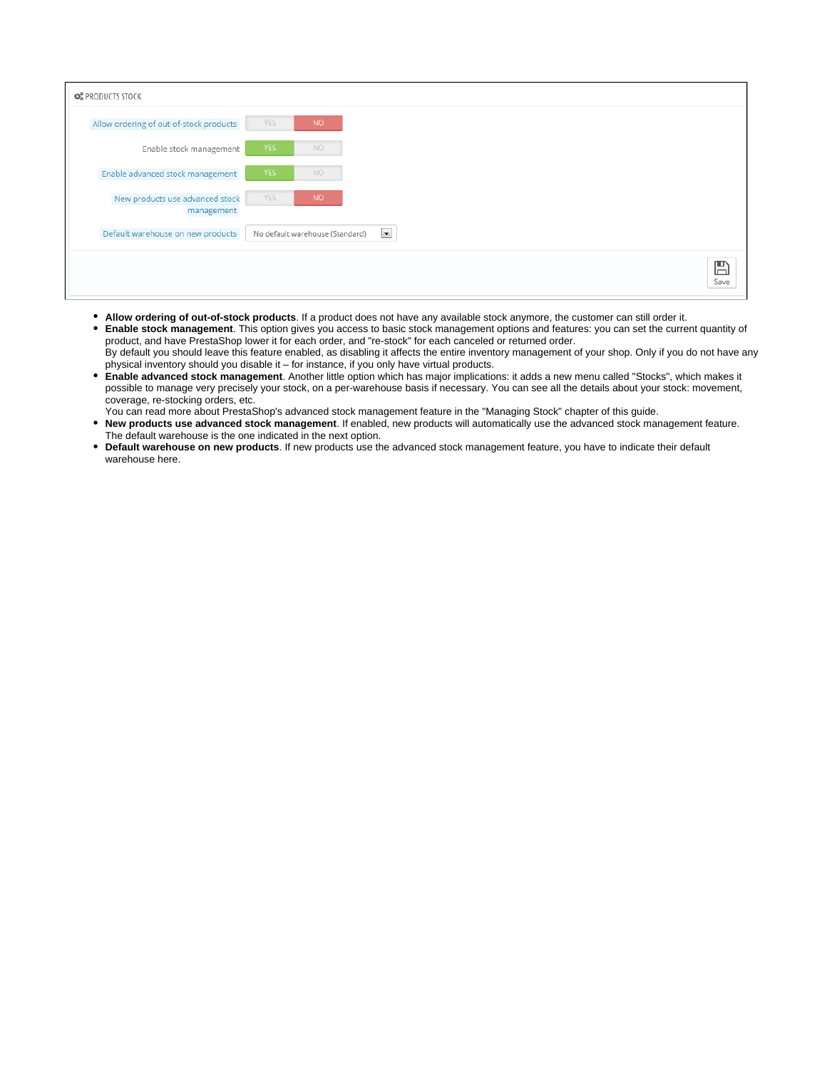PRODUCTS STOCK

Allow ordering of out-of-stock products — YES / NO

Enable stock management — YES / NO

Enable advanced stock management — YES / NO

New products use advanced stock management — YES / NO

Default warehouse on new products — No default warehouse (Standard)

Save

- **Allow ordering of out-of-stock products**. If a product does not have any available stock anymore, the customer can still order it.
- **Enable stock management**. This option gives you access to basic stock management options and features: you can set the current quantity of product, and have PrestaShop lower it for each order, and "re-stock" for each canceled or returned order.
  By default you should leave this feature enabled, as disabling it affects the entire inventory management of your shop. Only if you do not have any physical inventory should you disable it – for instance, if you only have virtual products.
- **Enable advanced stock management**. Another little option which has major implications: it adds a new menu called "Stocks", which makes it possible to manage very precisely your stock, on a per-warehouse basis if necessary. You can see all the details about your stock: movement, coverage, re-stocking orders, etc.
  You can read more about PrestaShop's advanced stock management feature in the "Managing Stock" chapter of this guide.
- **New products use advanced stock management**. If enabled, new products will automatically use the advanced stock management feature. The default warehouse is the one indicated in the next option.
- **Default warehouse on new products**. If new products use the advanced stock management feature, you have to indicate their default warehouse here.